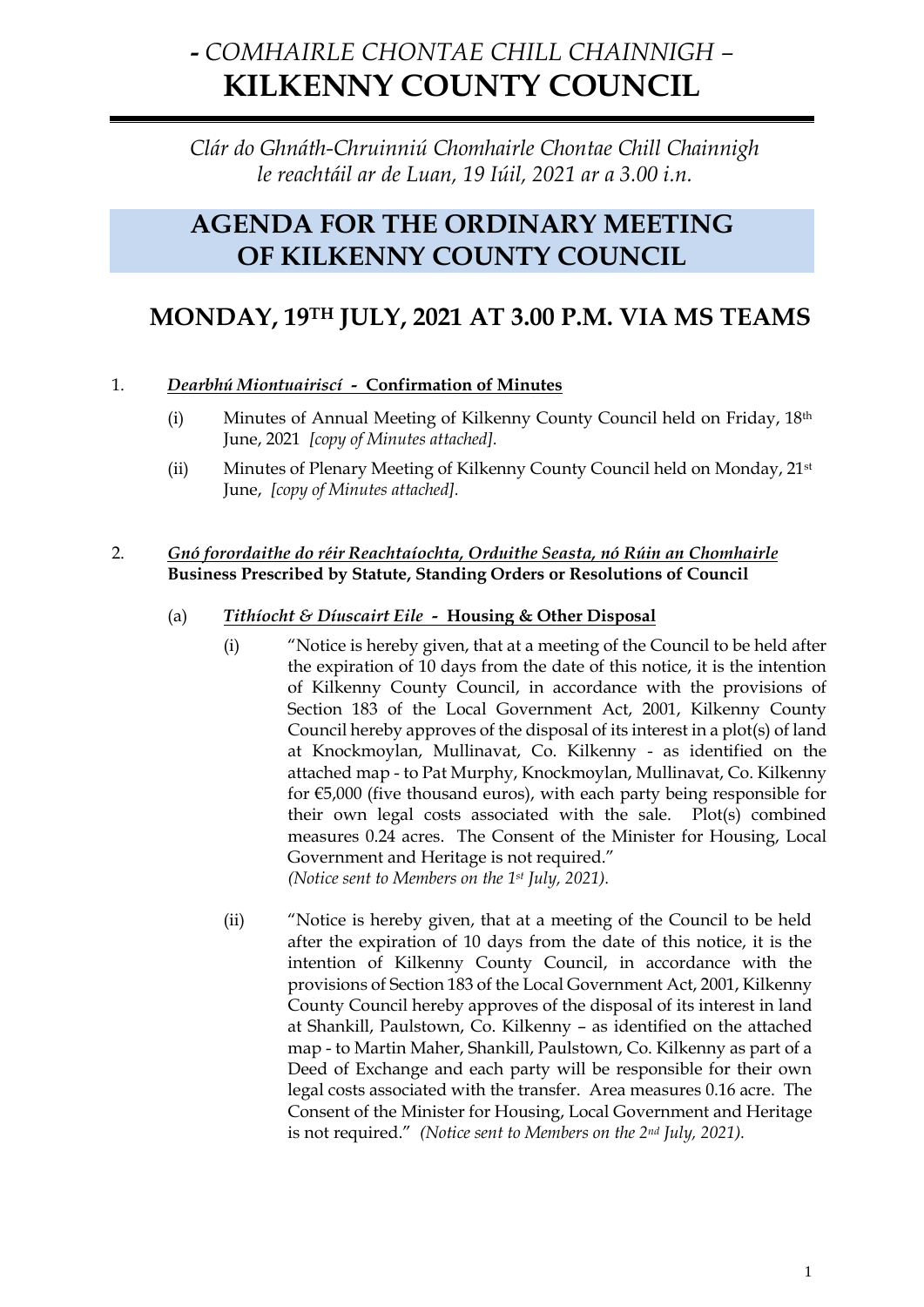# *- COMHAIRLE CHONTAE CHILL CHAINNIGH –* KILKENNY COUNTY COUNCIL

*Clár do Ghnáth-Chruinniú Chomhairle Chontae Chill Chainnigh le reachtáil ar de Luan, 19 Iúil, 2021 ar a 3.00 i.n.*

# AGENDA FOR THE ORDINARY MEETING OF KILKENNY COUNTY COUNCIL

## MONDAY, 19TH JULY, 2021 AT 3.00 P.M. VIA MS TEAMS

1. ***Dearbhú Miontuairiscí* - Confirmation of Minutes**

   (i) Minutes of Annual Meeting of Kilkenny County Council held on Friday, 18th June, 2021 *[copy of Minutes attached].*

   (ii) Minutes of Plenary Meeting of Kilkenny County Council held on Monday, 21st June, *[copy of Minutes attached].*

2. ***Gnó forordaithe do réir Reachtaíochta, Orduithe Seasta, nó Rúin an Chomhairle***
   **Business Prescribed by Statute, Standing Orders or Resolutions of Council**

   (a) ***Tithíocht & Díuscairt Eile* - Housing & Other Disposal**

   (i) "Notice is hereby given, that at a meeting of the Council to be held after the expiration of 10 days from the date of this notice, it is the intention of Kilkenny County Council, in accordance with the provisions of Section 183 of the Local Government Act, 2001, Kilkenny County Council hereby approves of the disposal of its interest in a plot(s) of land at Knockmoylan, Mullinavat, Co. Kilkenny - as identified on the attached map - to Pat Murphy, Knockmoylan, Mullinavat, Co. Kilkenny for €5,000 (five thousand euros), with each party being responsible for their own legal costs associated with the sale. Plot(s) combined measures 0.24 acres. The Consent of the Minister for Housing, Local Government and Heritage is not required."
   *(Notice sent to Members on the 1st July, 2021).*

   (ii) "Notice is hereby given, that at a meeting of the Council to be held after the expiration of 10 days from the date of this notice, it is the intention of Kilkenny County Council, in accordance with the provisions of Section 183 of the Local Government Act, 2001, Kilkenny County Council hereby approves of the disposal of its interest in land at Shankill, Paulstown, Co. Kilkenny – as identified on the attached map - to Martin Maher, Shankill, Paulstown, Co. Kilkenny as part of a Deed of Exchange and each party will be responsible for their own legal costs associated with the transfer. Area measures 0.16 acre. The Consent of the Minister for Housing, Local Government and Heritage is not required." *(Notice sent to Members on the 2nd July, 2021).*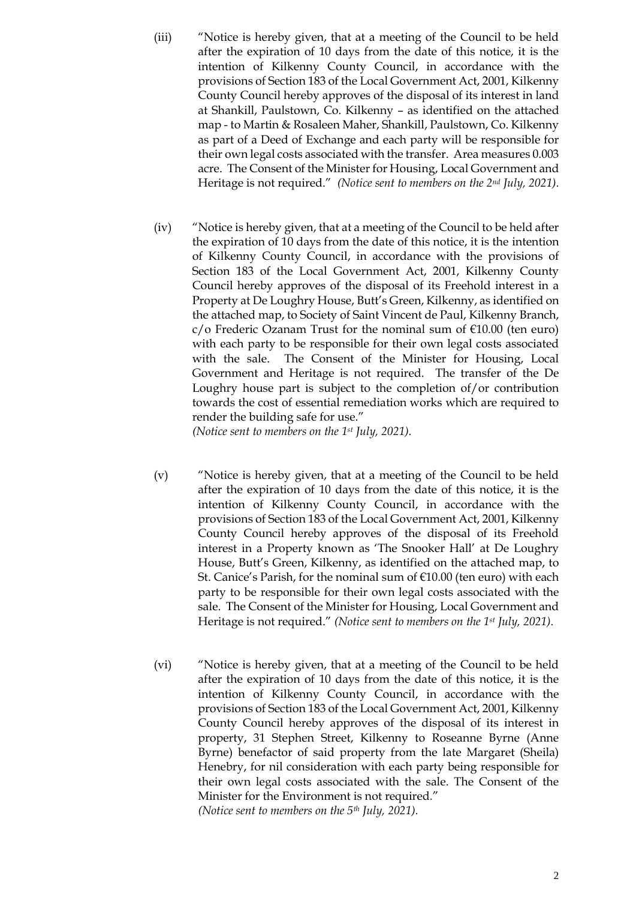(iii) "Notice is hereby given, that at a meeting of the Council to be held after the expiration of 10 days from the date of this notice, it is the intention of Kilkenny County Council, in accordance with the provisions of Section 183 of the Local Government Act, 2001, Kilkenny County Council hereby approves of the disposal of its interest in land at Shankill, Paulstown, Co. Kilkenny – as identified on the attached map - to Martin & Rosaleen Maher, Shankill, Paulstown, Co. Kilkenny as part of a Deed of Exchange and each party will be responsible for their own legal costs associated with the transfer. Area measures 0.003 acre. The Consent of the Minister for Housing, Local Government and Heritage is not required." *(Notice sent to members on the 2nd July, 2021).*

(iv) "Notice is hereby given, that at a meeting of the Council to be held after the expiration of 10 days from the date of this notice, it is the intention of Kilkenny County Council, in accordance with the provisions of Section 183 of the Local Government Act, 2001, Kilkenny County Council hereby approves of the disposal of its Freehold interest in a Property at De Loughry House, Butt's Green, Kilkenny, as identified on the attached map, to Society of Saint Vincent de Paul, Kilkenny Branch, c/o Frederic Ozanam Trust for the nominal sum of €10.00 (ten euro) with each party to be responsible for their own legal costs associated with the sale. The Consent of the Minister for Housing, Local Government and Heritage is not required. The transfer of the De Loughry house part is subject to the completion of/or contribution towards the cost of essential remediation works which are required to render the building safe for use."
*(Notice sent to members on the 1st July, 2021).*

(v) "Notice is hereby given, that at a meeting of the Council to be held after the expiration of 10 days from the date of this notice, it is the intention of Kilkenny County Council, in accordance with the provisions of Section 183 of the Local Government Act, 2001, Kilkenny County Council hereby approves of the disposal of its Freehold interest in a Property known as 'The Snooker Hall' at De Loughry House, Butt's Green, Kilkenny, as identified on the attached map, to St. Canice's Parish, for the nominal sum of €10.00 (ten euro) with each party to be responsible for their own legal costs associated with the sale. The Consent of the Minister for Housing, Local Government and Heritage is not required." *(Notice sent to members on the 1st July, 2021).*

(vi) "Notice is hereby given, that at a meeting of the Council to be held after the expiration of 10 days from the date of this notice, it is the intention of Kilkenny County Council, in accordance with the provisions of Section 183 of the Local Government Act, 2001, Kilkenny County Council hereby approves of the disposal of its interest in property, 31 Stephen Street, Kilkenny to Roseanne Byrne (Anne Byrne) benefactor of said property from the late Margaret (Sheila) Henebry, for nil consideration with each party being responsible for their own legal costs associated with the sale. The Consent of the Minister for the Environment is not required."
*(Notice sent to members on the 5th July, 2021).*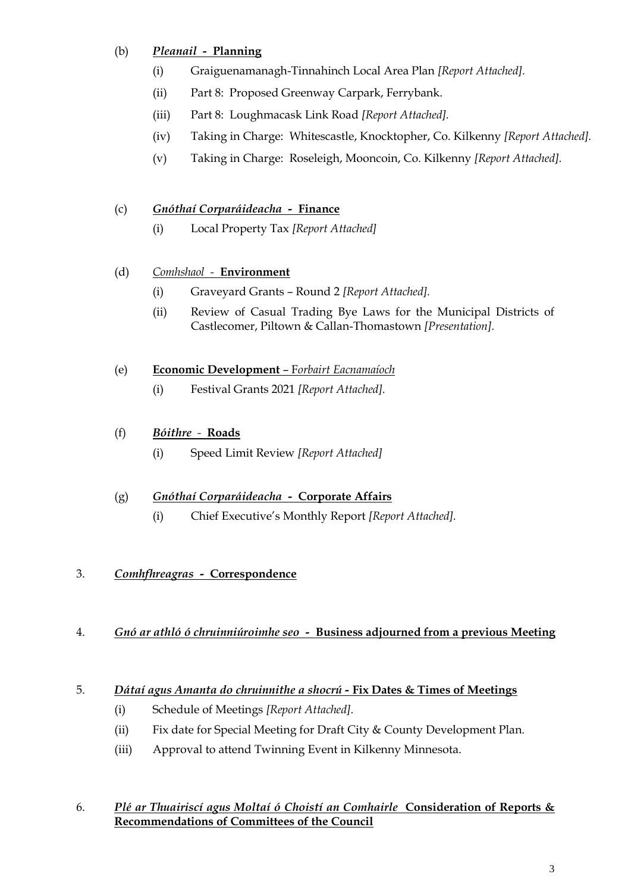(b) ***Pleanail* - Planning**

   (i) Graiguenamanagh-Tinnahinch Local Area Plan *[Report Attached].*

   (ii) Part 8: Proposed Greenway Carpark, Ferrybank.

   (iii) Part 8: Loughmacask Link Road *[Report Attached].*

   (iv) Taking in Charge: Whitescastle, Knocktopher, Co. Kilkenny *[Report Attached].*

   (v) Taking in Charge: Roseleigh, Mooncoin, Co. Kilkenny *[Report Attached].*

(c) ***Gnóthaí Corparáideacha* - Finance**

   (i) Local Property Tax *[Report Attached]*

(d) *Comhshaol* - **Environment**

   (i) Graveyard Grants – Round 2 *[Report Attached].*

   (ii) Review of Casual Trading Bye Laws for the Municipal Districts of Castlecomer, Piltown & Callan-Thomastown *[Presentation].*

(e) **Economic Development** – F*orbairt Eacnamaíoch*

   (i) Festival Grants 2021 *[Report Attached].*

(f) ***Bóithre* - Roads**

   (i) Speed Limit Review *[Report Attached]*

(g) ***Gnóthaí Corparáideacha* - Corporate Affairs**

   (i) Chief Executive's Monthly Report *[Report Attached].*

3. ***Comhfhreagras* - Correspondence**

4. ***Gnó ar athló ó chruinniúroimhe seo* - Business adjourned from a previous Meeting**

5. ***Dátaí agus Amanta do chruinnithe a shocrú* - Fix Dates & Times of Meetings**

   (i) Schedule of Meetings *[Report Attached].*

   (ii) Fix date for Special Meeting for Draft City & County Development Plan.

   (iii) Approval to attend Twinning Event in Kilkenny Minnesota.

6. ***Plé ar Thuairiscí agus Moltaí ó Choistí an Comhairle* Consideration of Reports & Recommendations of Committees of the Council**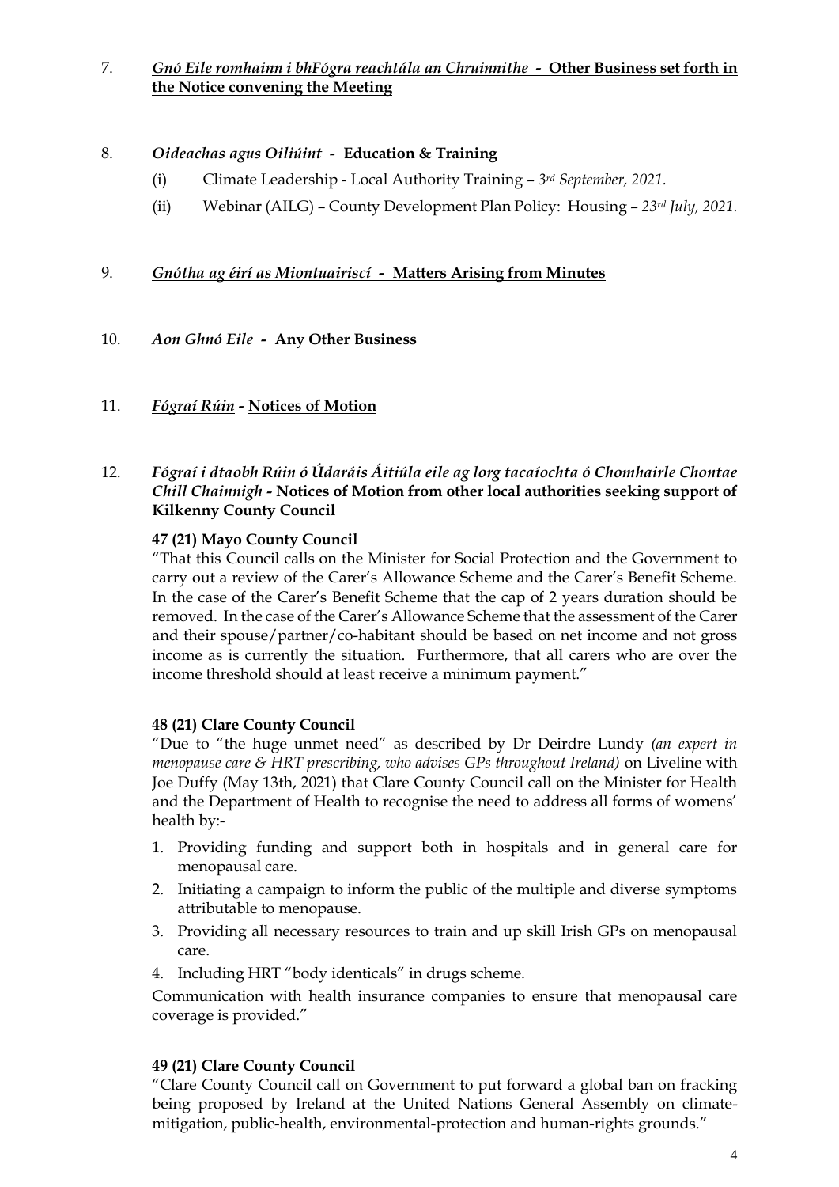7. ***Gnó Eile romhainn i bhFógra reachtála an Chruinnithe*** **- Other Business set forth in the Notice convening the Meeting**

8. ***Oideachas agus Oiliúint*** **- Education & Training**

   (i) Climate Leadership - Local Authority Training – *3rd September, 2021.*

   (ii) Webinar (AILG) – County Development Plan Policy: Housing – *23rd July, 2021.*

9. ***Gnótha ag éirí as Miontuairiscí*** **- Matters Arising from Minutes**

10. ***Aon Ghnó Eile*** **- Any Other Business**

11. ***Fógraí Rúin*** **- Notices of Motion**

12. ***Fógraí i dtaobh Rúin ó Údaráis Áitiúla eile ag lorg tacaíochta ó Chomhairle Chontae Chill Chainnigh*** **- Notices of Motion from other local authorities seeking support of Kilkenny County Council**

**47 (21) Mayo County Council**

"That this Council calls on the Minister for Social Protection and the Government to carry out a review of the Carer's Allowance Scheme and the Carer's Benefit Scheme. In the case of the Carer's Benefit Scheme that the cap of 2 years duration should be removed. In the case of the Carer's Allowance Scheme that the assessment of the Carer and their spouse/partner/co-habitant should be based on net income and not gross income as is currently the situation. Furthermore, that all carers who are over the income threshold should at least receive a minimum payment."

**48 (21) Clare County Council**

"Due to "the huge unmet need" as described by Dr Deirdre Lundy *(an expert in menopause care & HRT prescribing, who advises GPs throughout Ireland)* on Liveline with Joe Duffy (May 13th, 2021) that Clare County Council call on the Minister for Health and the Department of Health to recognise the need to address all forms of womens' health by:-

1. Providing funding and support both in hospitals and in general care for menopausal care.
2. Initiating a campaign to inform the public of the multiple and diverse symptoms attributable to menopause.
3. Providing all necessary resources to train and up skill Irish GPs on menopausal care.
4. Including HRT "body identicals" in drugs scheme.

Communication with health insurance companies to ensure that menopausal care coverage is provided."

**49 (21) Clare County Council**

"Clare County Council call on Government to put forward a global ban on fracking being proposed by Ireland at the United Nations General Assembly on climate-mitigation, public-health, environmental-protection and human-rights grounds."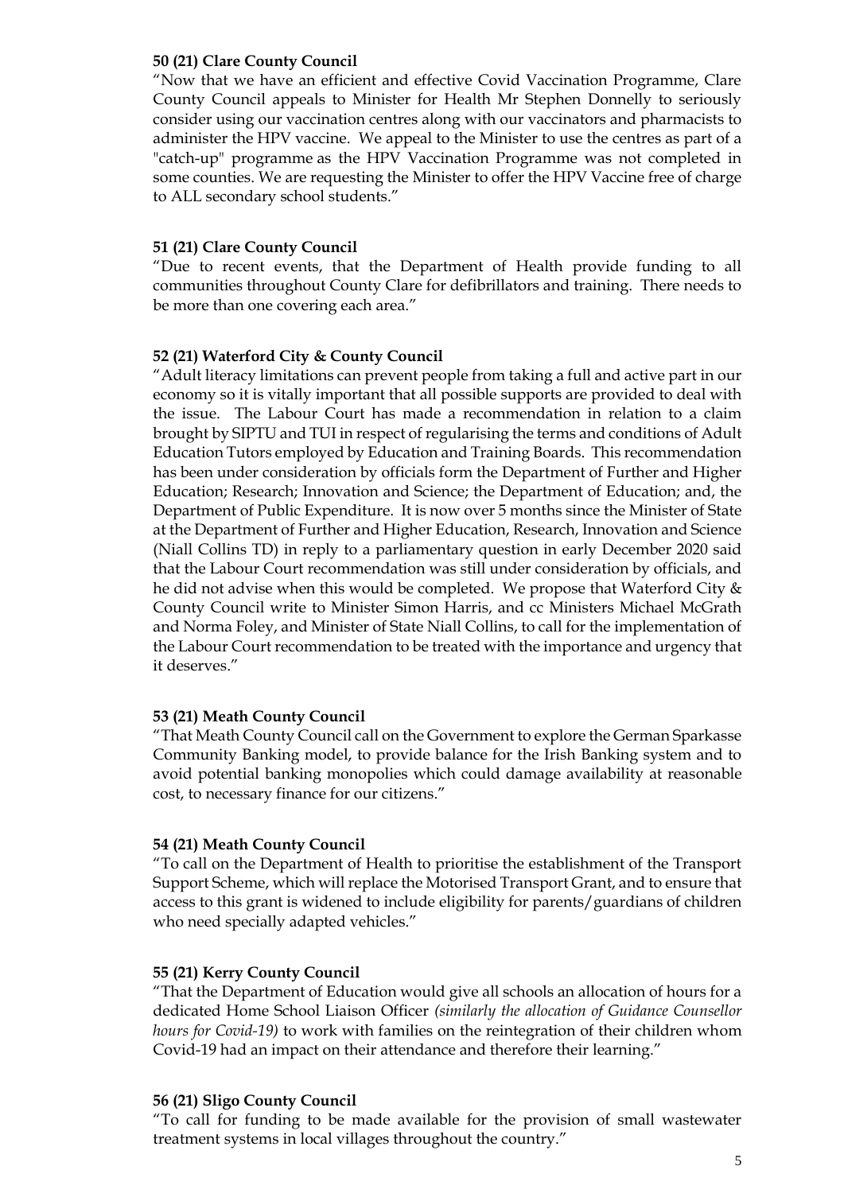**50 (21) Clare County Council**

"Now that we have an efficient and effective Covid Vaccination Programme, Clare County Council appeals to Minister for Health Mr Stephen Donnelly to seriously consider using our vaccination centres along with our vaccinators and pharmacists to administer the HPV vaccine. We appeal to the Minister to use the centres as part of a "catch-up" programme as the HPV Vaccination Programme was not completed in some counties. We are requesting the Minister to offer the HPV Vaccine free of charge to ALL secondary school students."

**51 (21) Clare County Council**

"Due to recent events, that the Department of Health provide funding to all communities throughout County Clare for defibrillators and training. There needs to be more than one covering each area."

**52 (21) Waterford City & County Council**

"Adult literacy limitations can prevent people from taking a full and active part in our economy so it is vitally important that all possible supports are provided to deal with the issue. The Labour Court has made a recommendation in relation to a claim brought by SIPTU and TUI in respect of regularising the terms and conditions of Adult Education Tutors employed by Education and Training Boards. This recommendation has been under consideration by officials form the Department of Further and Higher Education; Research; Innovation and Science; the Department of Education; and, the Department of Public Expenditure. It is now over 5 months since the Minister of State at the Department of Further and Higher Education, Research, Innovation and Science (Niall Collins TD) in reply to a parliamentary question in early December 2020 said that the Labour Court recommendation was still under consideration by officials, and he did not advise when this would be completed. We propose that Waterford City & County Council write to Minister Simon Harris, and cc Ministers Michael McGrath and Norma Foley, and Minister of State Niall Collins, to call for the implementation of the Labour Court recommendation to be treated with the importance and urgency that it deserves."

**53 (21) Meath County Council**

"That Meath County Council call on the Government to explore the German Sparkasse Community Banking model, to provide balance for the Irish Banking system and to avoid potential banking monopolies which could damage availability at reasonable cost, to necessary finance for our citizens."

**54 (21) Meath County Council**

"To call on the Department of Health to prioritise the establishment of the Transport Support Scheme, which will replace the Motorised Transport Grant, and to ensure that access to this grant is widened to include eligibility for parents/guardians of children who need specially adapted vehicles."

**55 (21) Kerry County Council**

"That the Department of Education would give all schools an allocation of hours for a dedicated Home School Liaison Officer *(similarly the allocation of Guidance Counsellor hours for Covid-19)* to work with families on the reintegration of their children whom Covid-19 had an impact on their attendance and therefore their learning."

**56 (21) Sligo County Council**

"To call for funding to be made available for the provision of small wastewater treatment systems in local villages throughout the country."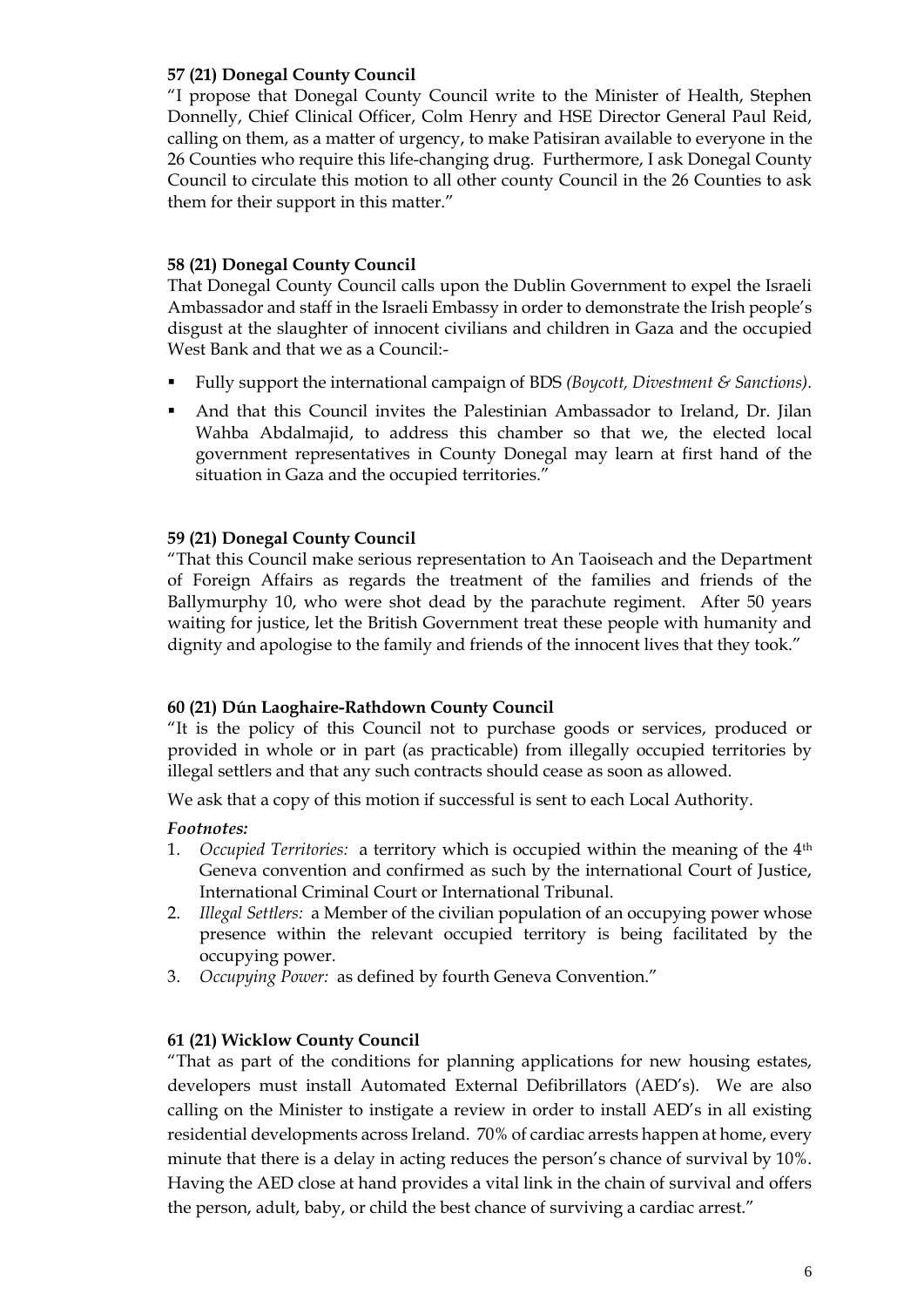**57 (21) Donegal County Council**

"I propose that Donegal County Council write to the Minister of Health, Stephen Donnelly, Chief Clinical Officer, Colm Henry and HSE Director General Paul Reid, calling on them, as a matter of urgency, to make Patisiran available to everyone in the 26 Counties who require this life-changing drug. Furthermore, I ask Donegal County Council to circulate this motion to all other county Council in the 26 Counties to ask them for their support in this matter."

**58 (21) Donegal County Council**

That Donegal County Council calls upon the Dublin Government to expel the Israeli Ambassador and staff in the Israeli Embassy in order to demonstrate the Irish people's disgust at the slaughter of innocent civilians and children in Gaza and the occupied West Bank and that we as a Council:-

- Fully support the international campaign of BDS *(Boycott, Divestment & Sanctions)*.
- And that this Council invites the Palestinian Ambassador to Ireland, Dr. Jilan Wahba Abdalmajid, to address this chamber so that we, the elected local government representatives in County Donegal may learn at first hand of the situation in Gaza and the occupied territories."

**59 (21) Donegal County Council**

"That this Council make serious representation to An Taoiseach and the Department of Foreign Affairs as regards the treatment of the families and friends of the Ballymurphy 10, who were shot dead by the parachute regiment. After 50 years waiting for justice, let the British Government treat these people with humanity and dignity and apologise to the family and friends of the innocent lives that they took."

**60 (21) Dún Laoghaire-Rathdown County Council**

"It is the policy of this Council not to purchase goods or services, produced or provided in whole or in part (as practicable) from illegally occupied territories by illegal settlers and that any such contracts should cease as soon as allowed.

We ask that a copy of this motion if successful is sent to each Local Authority.

***Footnotes:***

1. *Occupied Territories:* a territory which is occupied within the meaning of the 4th Geneva convention and confirmed as such by the international Court of Justice, International Criminal Court or International Tribunal.
2. *Illegal Settlers:* a Member of the civilian population of an occupying power whose presence within the relevant occupied territory is being facilitated by the occupying power.
3. *Occupying Power:* as defined by fourth Geneva Convention."

**61 (21) Wicklow County Council**

"That as part of the conditions for planning applications for new housing estates, developers must install Automated External Defibrillators (AED's). We are also calling on the Minister to instigate a review in order to install AED's in all existing residential developments across Ireland. 70% of cardiac arrests happen at home, every minute that there is a delay in acting reduces the person's chance of survival by 10%. Having the AED close at hand provides a vital link in the chain of survival and offers the person, adult, baby, or child the best chance of surviving a cardiac arrest."